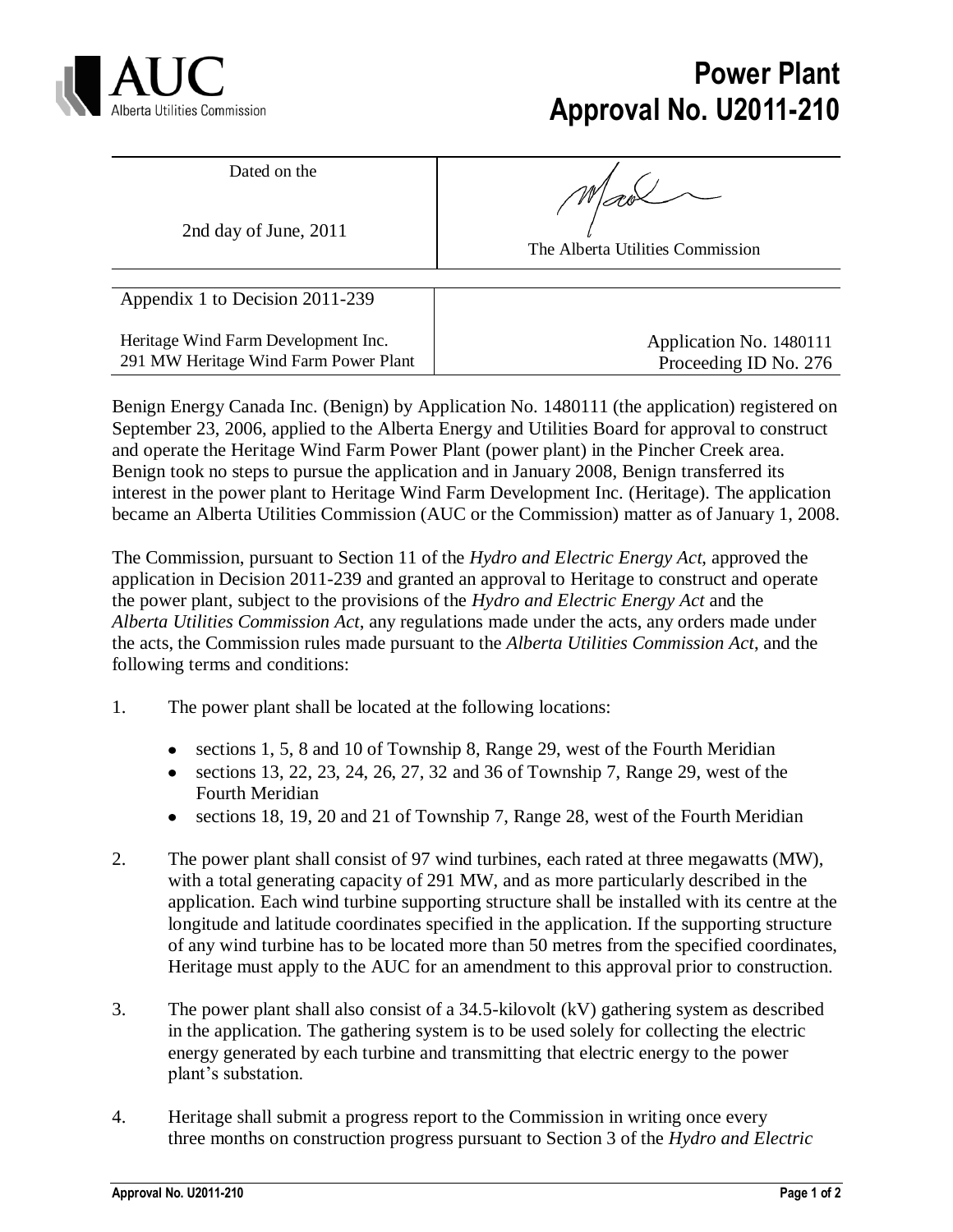**AUC**
Alberta Utilities Commission

# Power Plant Approval No. U2011-210

| Dated on the 2nd day of June, 2011 | The Alberta Utilities Commission |
|---|---|

| | |
|---|---|
| Appendix 1 to Decision 2011-239 | |
| Heritage Wind Farm Development Inc.<br>291 MW Heritage Wind Farm Power Plant | Application No. 1480111<br>Proceeding ID No. 276 |

Benign Energy Canada Inc. (Benign) by Application No. 1480111 (the application) registered on September 23, 2006, applied to the Alberta Energy and Utilities Board for approval to construct and operate the Heritage Wind Farm Power Plant (power plant) in the Pincher Creek area. Benign took no steps to pursue the application and in January 2008, Benign transferred its interest in the power plant to Heritage Wind Farm Development Inc. (Heritage). The application became an Alberta Utilities Commission (AUC or the Commission) matter as of January 1, 2008.

The Commission, pursuant to Section 11 of the *Hydro and Electric Energy Act*, approved the application in Decision 2011-239 and granted an approval to Heritage to construct and operate the power plant, subject to the provisions of the *Hydro and Electric Energy Act* and the *Alberta Utilities Commission Act*, any regulations made under the acts, any orders made under the acts, the Commission rules made pursuant to the *Alberta Utilities Commission Act*, and the following terms and conditions:

1. The power plant shall be located at the following locations:
   - sections 1, 5, 8 and 10 of Township 8, Range 29, west of the Fourth Meridian
   - sections 13, 22, 23, 24, 26, 27, 32 and 36 of Township 7, Range 29, west of the Fourth Meridian
   - sections 18, 19, 20 and 21 of Township 7, Range 28, west of the Fourth Meridian

2. The power plant shall consist of 97 wind turbines, each rated at three megawatts (MW), with a total generating capacity of 291 MW, and as more particularly described in the application. Each wind turbine supporting structure shall be installed with its centre at the longitude and latitude coordinates specified in the application. If the supporting structure of any wind turbine has to be located more than 50 metres from the specified coordinates, Heritage must apply to the AUC for an amendment to this approval prior to construction.

3. The power plant shall also consist of a 34.5-kilovolt (kV) gathering system as described in the application. The gathering system is to be used solely for collecting the electric energy generated by each turbine and transmitting that electric energy to the power plant's substation.

4. Heritage shall submit a progress report to the Commission in writing once every three months on construction progress pursuant to Section 3 of the *Hydro and Electric*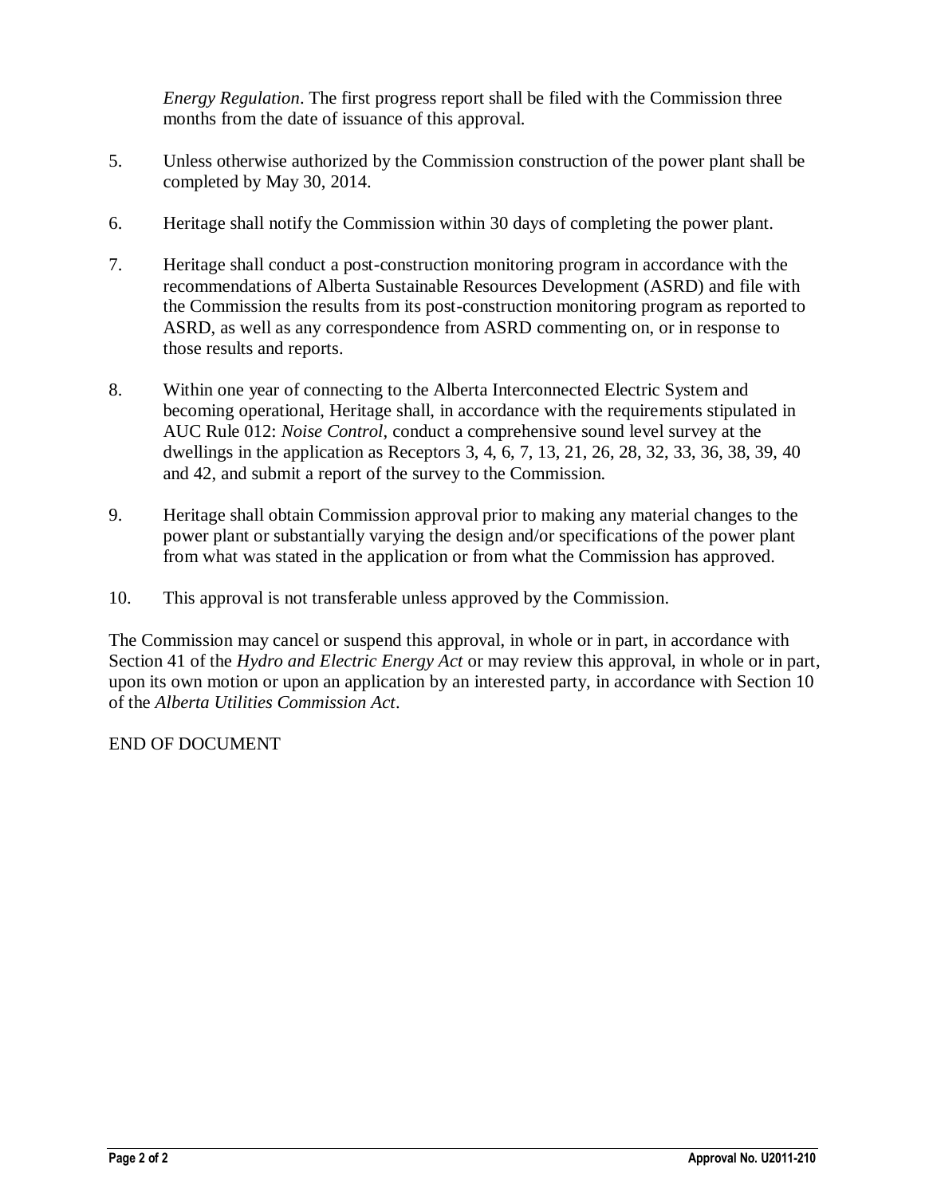*Energy Regulation*. The first progress report shall be filed with the Commission three months from the date of issuance of this approval.

5. Unless otherwise authorized by the Commission construction of the power plant shall be completed by May 30, 2014.

6. Heritage shall notify the Commission within 30 days of completing the power plant.

7. Heritage shall conduct a post-construction monitoring program in accordance with the recommendations of Alberta Sustainable Resources Development (ASRD) and file with the Commission the results from its post-construction monitoring program as reported to ASRD, as well as any correspondence from ASRD commenting on, or in response to those results and reports.

8. Within one year of connecting to the Alberta Interconnected Electric System and becoming operational, Heritage shall, in accordance with the requirements stipulated in AUC Rule 012: *Noise Control*, conduct a comprehensive sound level survey at the dwellings in the application as Receptors 3, 4, 6, 7, 13, 21, 26, 28, 32, 33, 36, 38, 39, 40 and 42, and submit a report of the survey to the Commission.

9. Heritage shall obtain Commission approval prior to making any material changes to the power plant or substantially varying the design and/or specifications of the power plant from what was stated in the application or from what the Commission has approved.

10. This approval is not transferable unless approved by the Commission.

The Commission may cancel or suspend this approval, in whole or in part, in accordance with Section 41 of the *Hydro and Electric Energy Act* or may review this approval, in whole or in part, upon its own motion or upon an application by an interested party, in accordance with Section 10 of the *Alberta Utilities Commission Act*.

END OF DOCUMENT